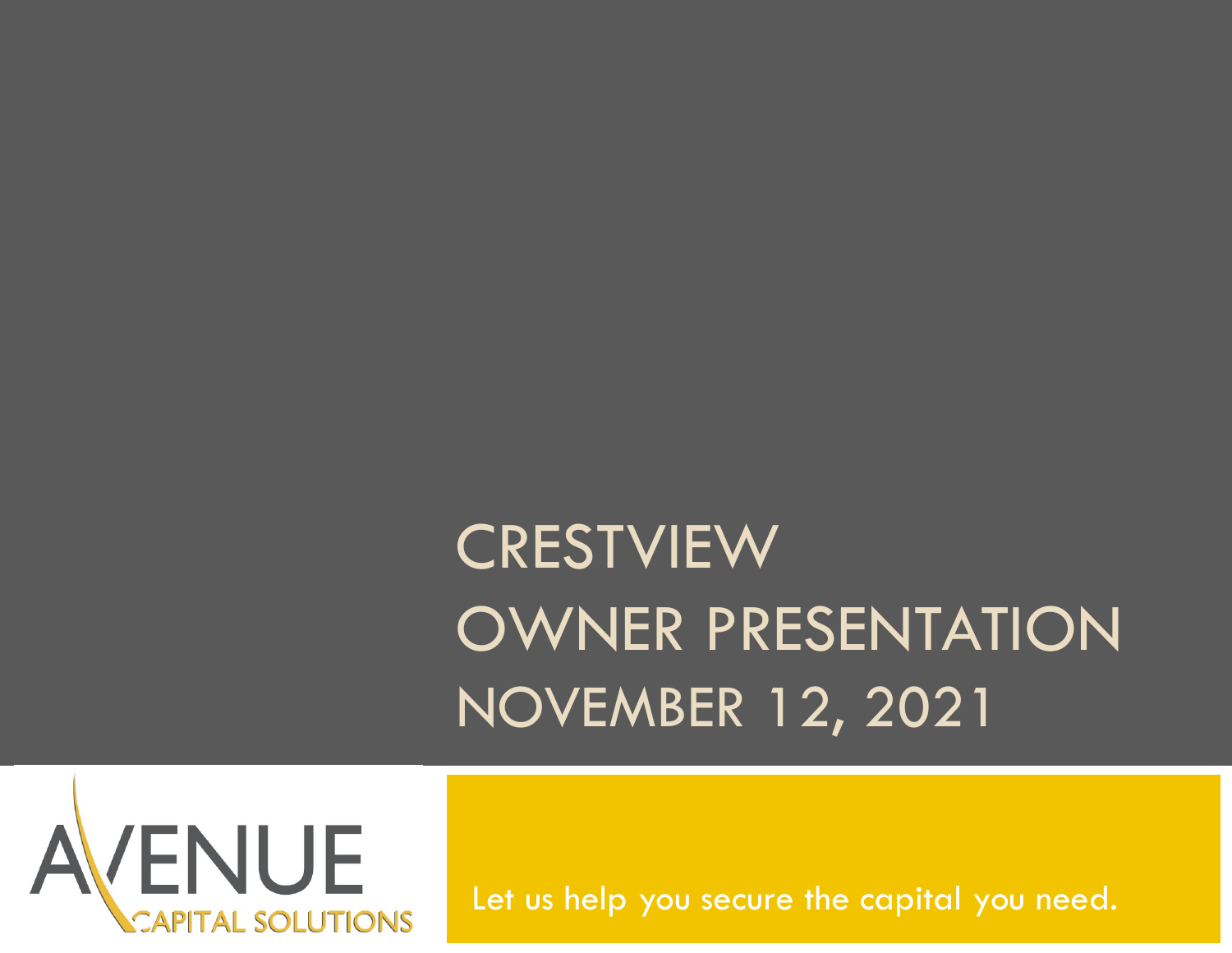# CRESTVIEW
# OWNER PRESENTATION
## NOVEMBER 12, 2021

AVENUE CAPITAL SOLUTIONS

Let us help you secure the capital you need.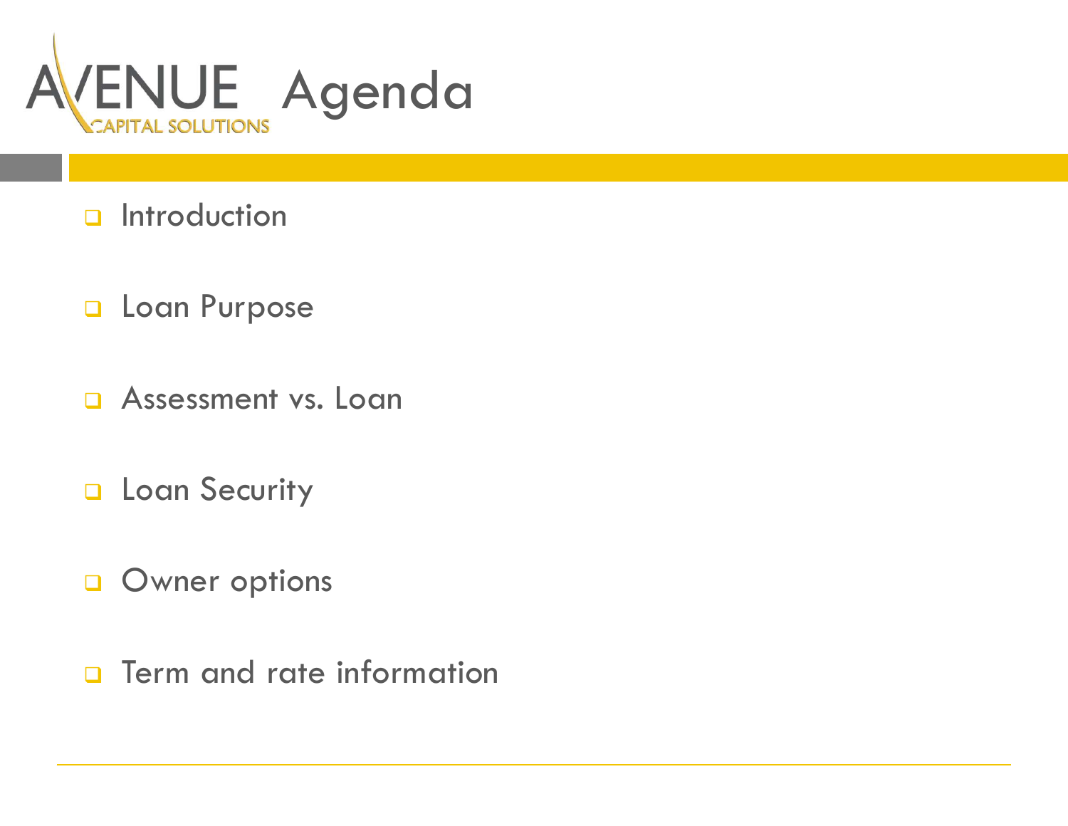# Agenda

- Introduction
- Loan Purpose
- Assessment vs. Loan
- Loan Security
- Owner options
- Term and rate information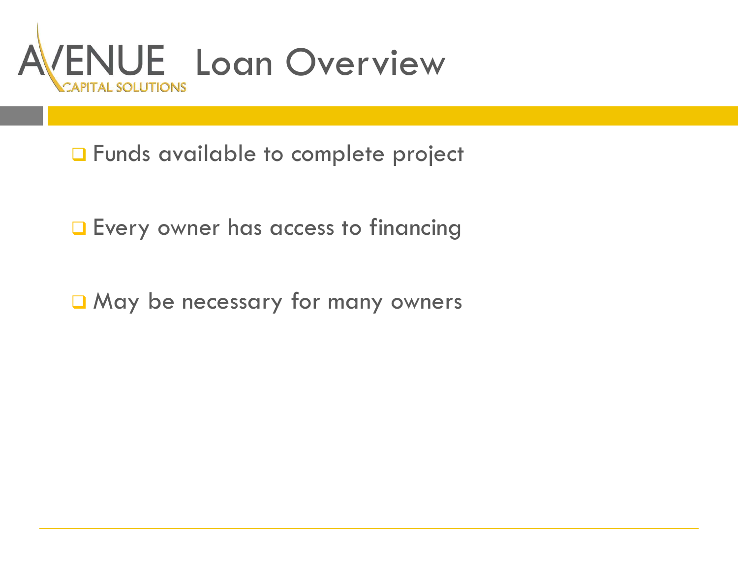# Loan Overview

- Funds available to complete project
- Every owner has access to financing
- May be necessary for many owners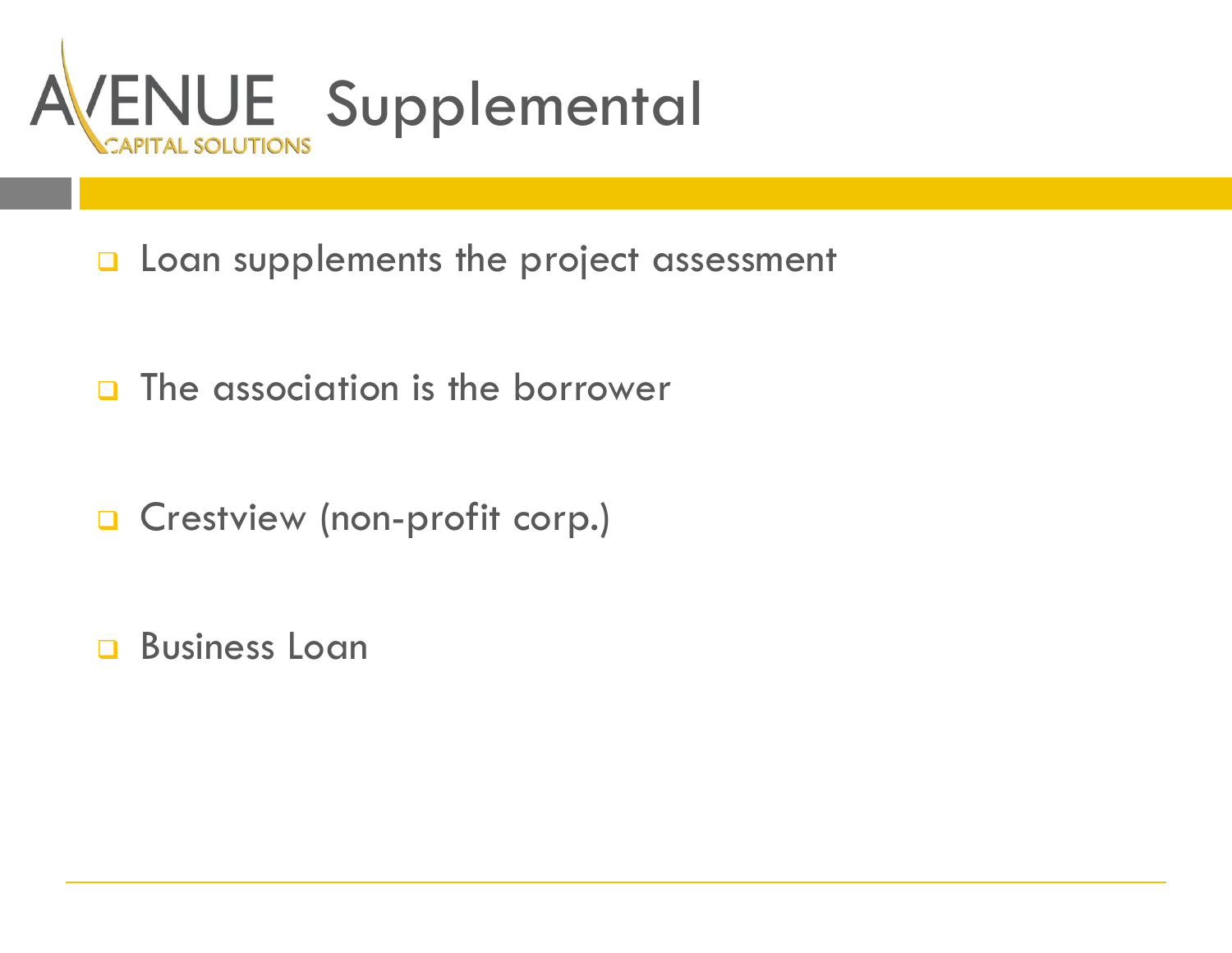# Supplemental

- Loan supplements the project assessment
- The association is the borrower
- Crestview (non-profit corp.)
- Business Loan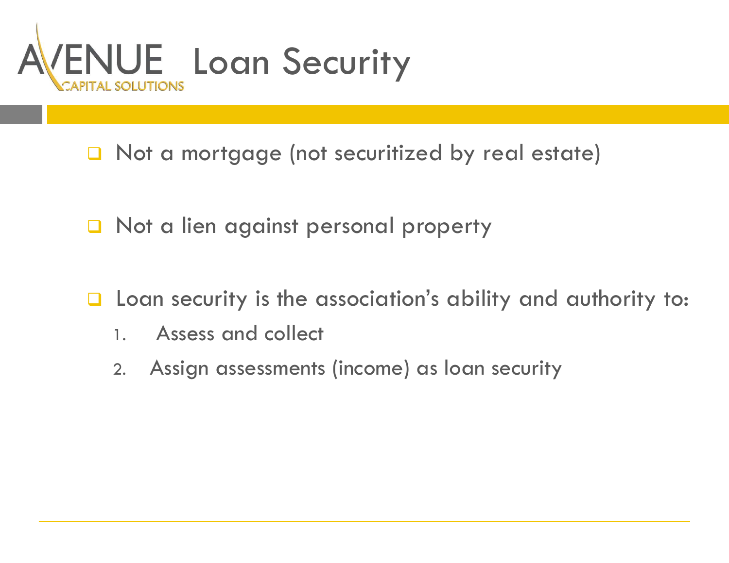# Loan Security

- Not a mortgage (not securitized by real estate)
- Not a lien against personal property
- Loan security is the association's ability and authority to:
  1. Assess and collect
  2. Assign assessments (income) as loan security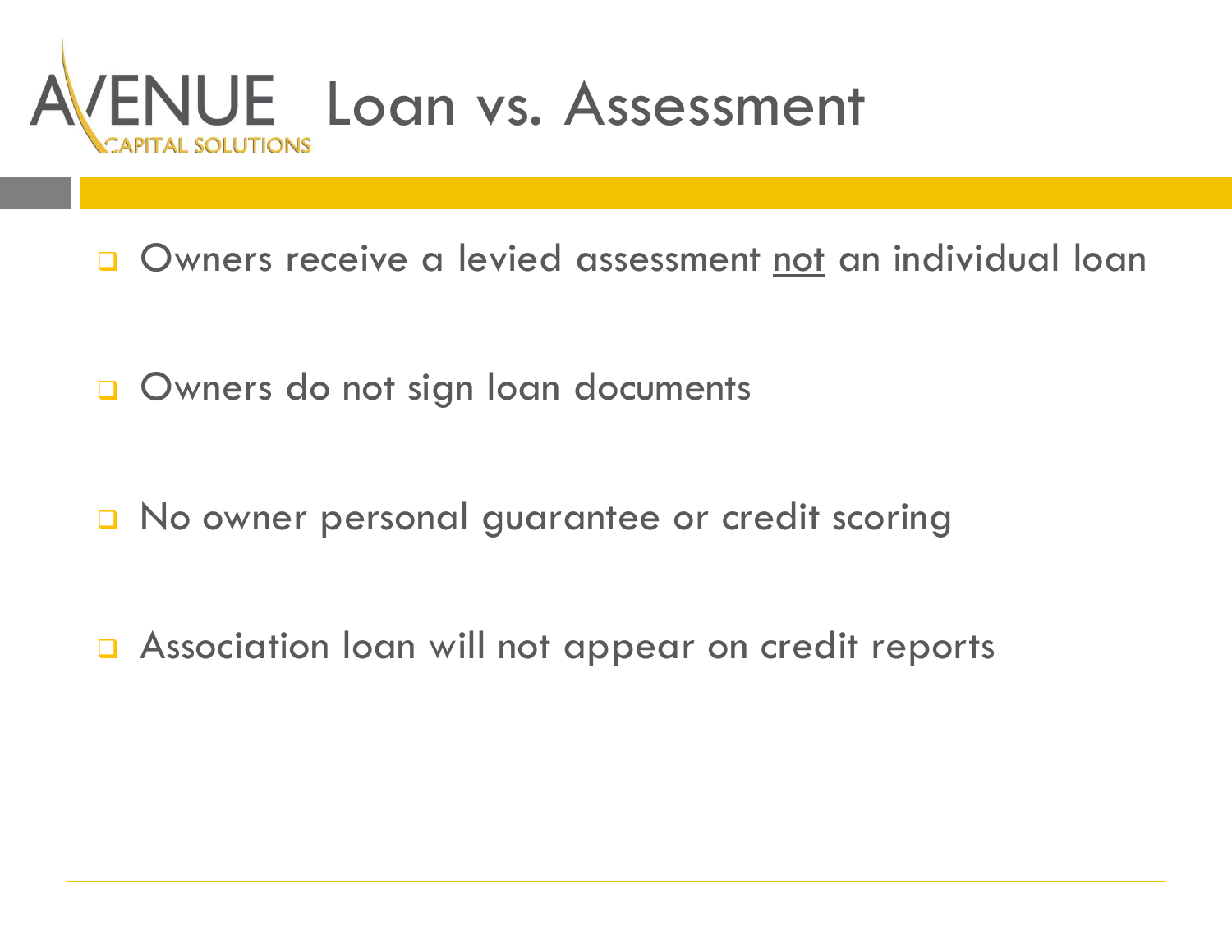# Loan vs. Assessment

- Owners receive a levied assessment <u>not</u> an individual loan
- Owners do not sign loan documents
- No owner personal guarantee or credit scoring
- Association loan will not appear on credit reports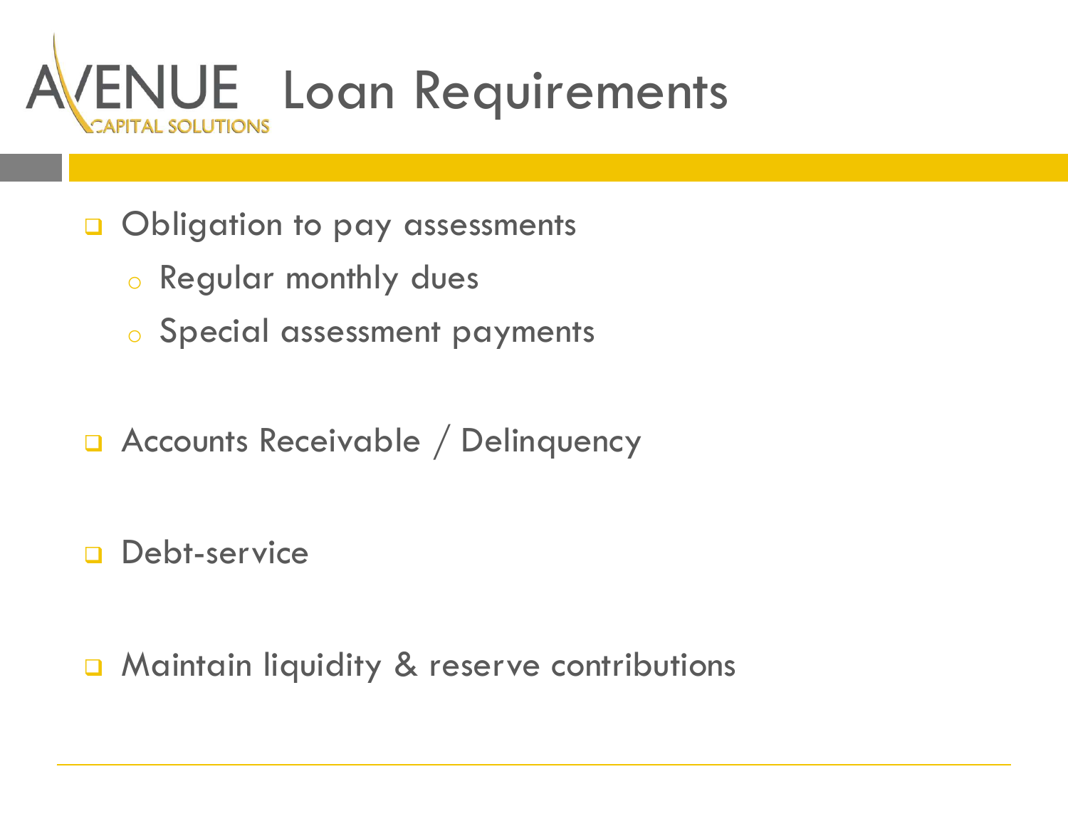# Loan Requirements

- Obligation to pay assessments
  - Regular monthly dues
  - Special assessment payments

- Accounts Receivable / Delinquency

- Debt-service

- Maintain liquidity & reserve contributions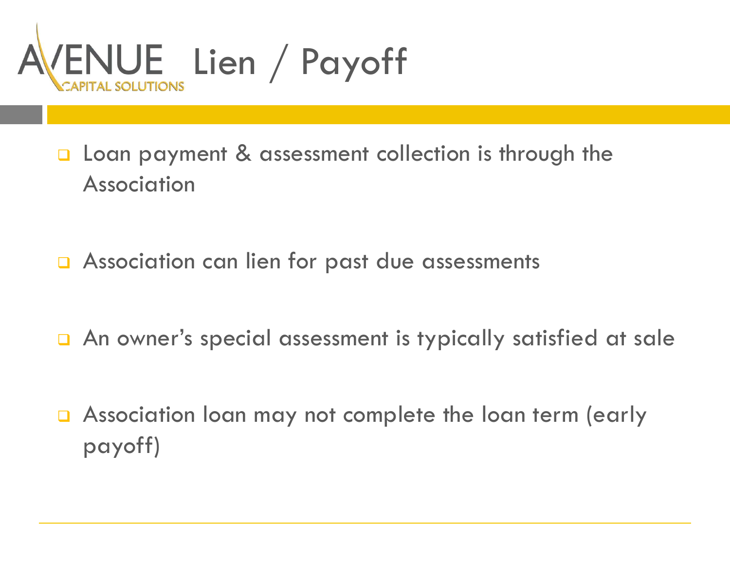# Lien / Payoff

- Loan payment & assessment collection is through the Association
- Association can lien for past due assessments
- An owner's special assessment is typically satisfied at sale
- Association loan may not complete the loan term (early payoff)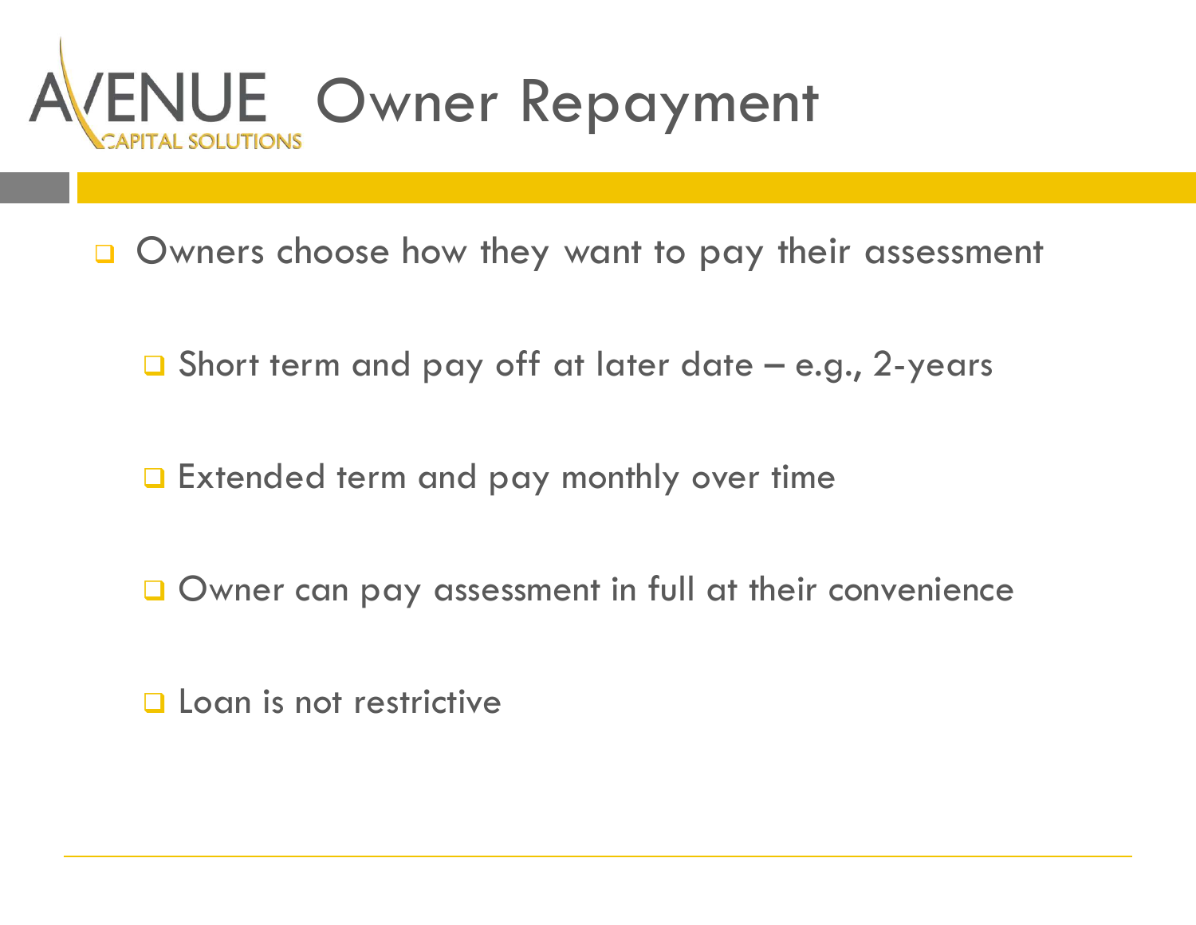# Owner Repayment

- Owners choose how they want to pay their assessment
  - Short term and pay off at later date – e.g., 2-years
  - Extended term and pay monthly over time
  - Owner can pay assessment in full at their convenience
  - Loan is not restrictive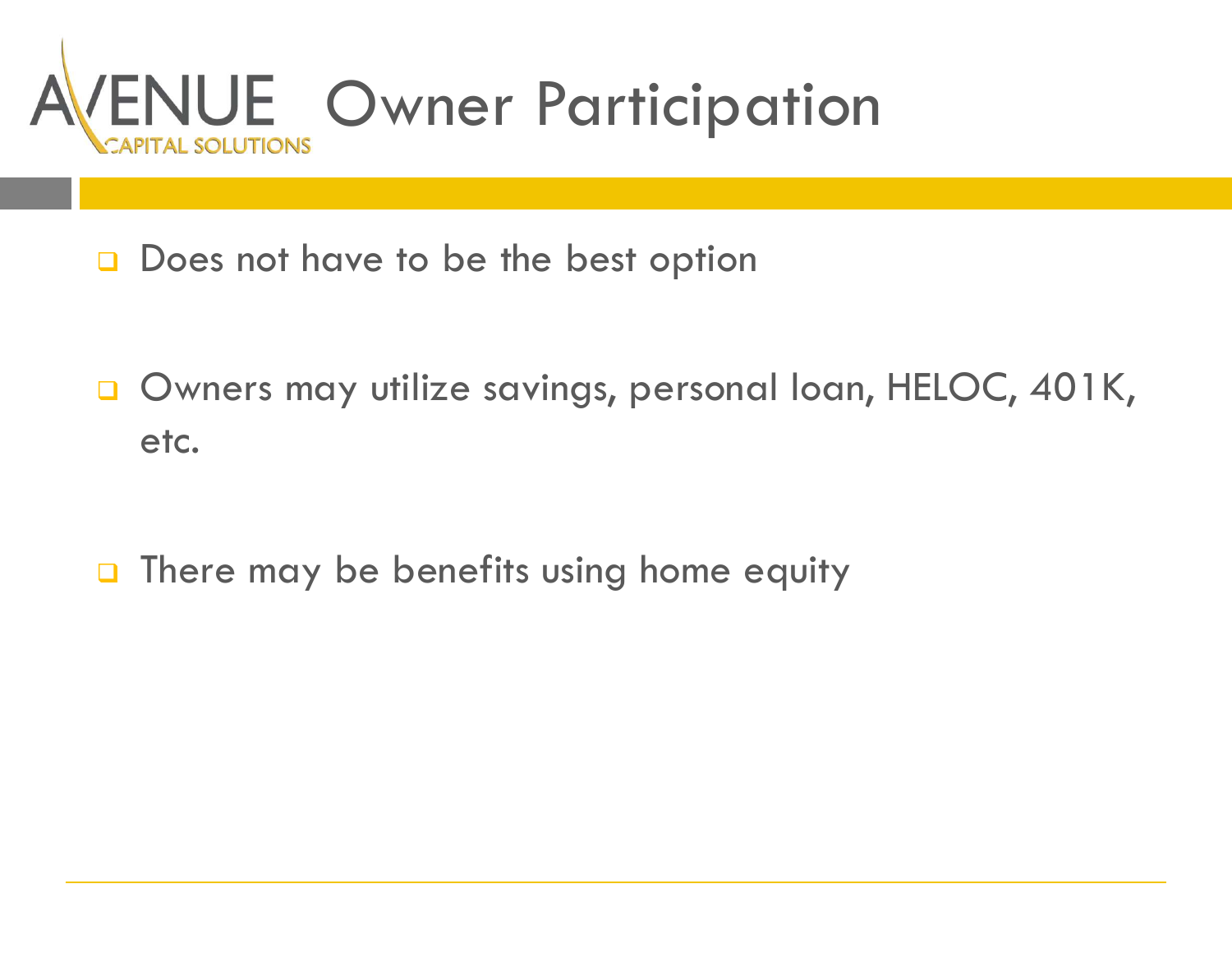# Owner Participation

- Does not have to be the best option
- Owners may utilize savings, personal loan, HELOC, 401K, etc.
- There may be benefits using home equity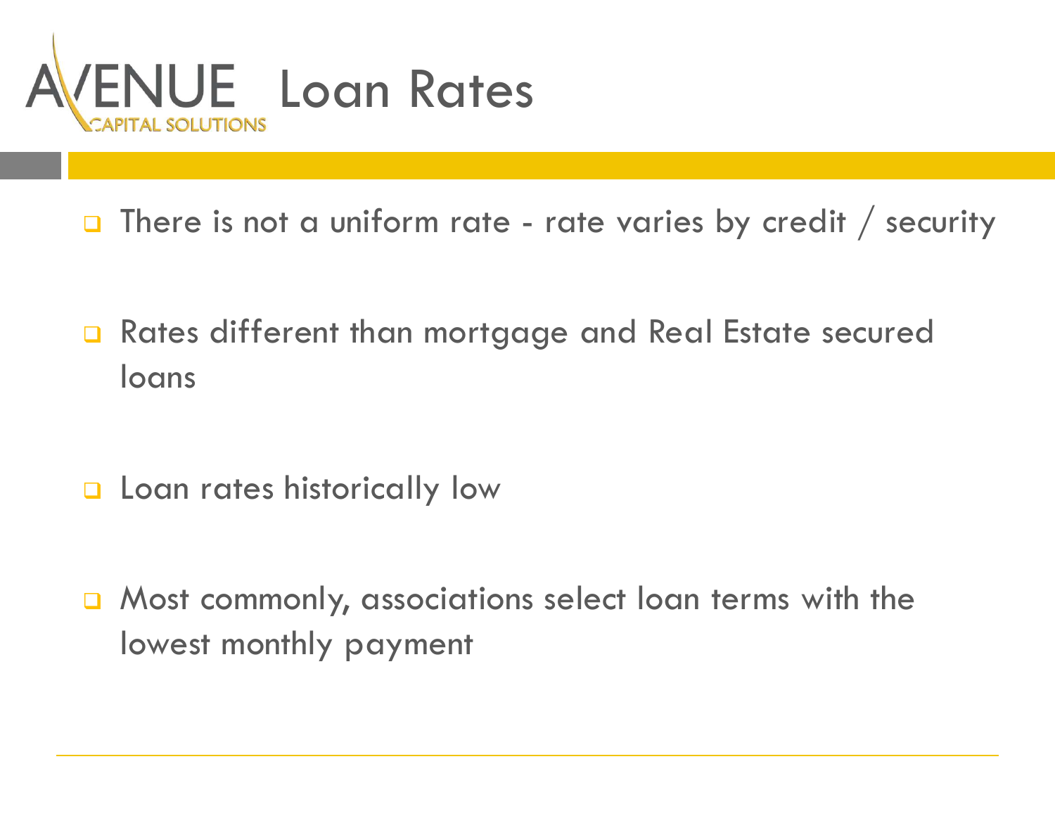# Loan Rates

- There is not a uniform rate - rate varies by credit / security
- Rates different than mortgage and Real Estate secured loans
- Loan rates historically low
- Most commonly, associations select loan terms with the lowest monthly payment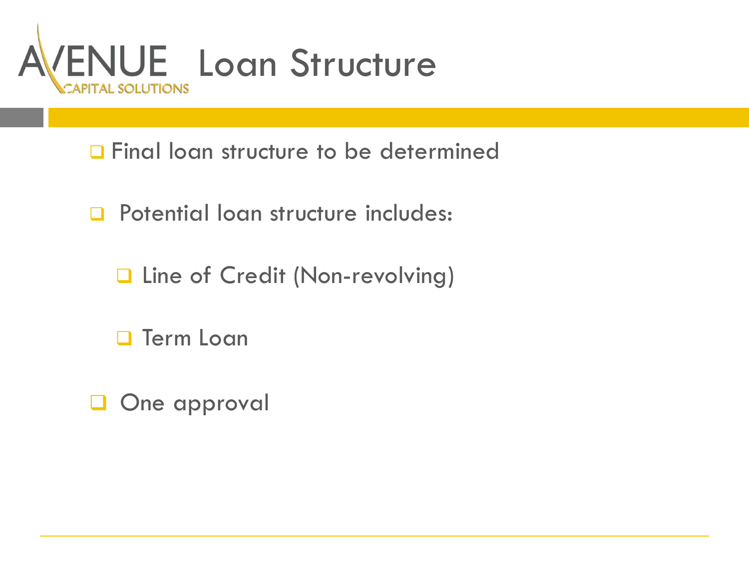# AVENUE CAPITAL SOLUTIONS Loan Structure

- Final loan structure to be determined
- Potential loan structure includes:
  - Line of Credit (Non-revolving)
  - Term Loan
- One approval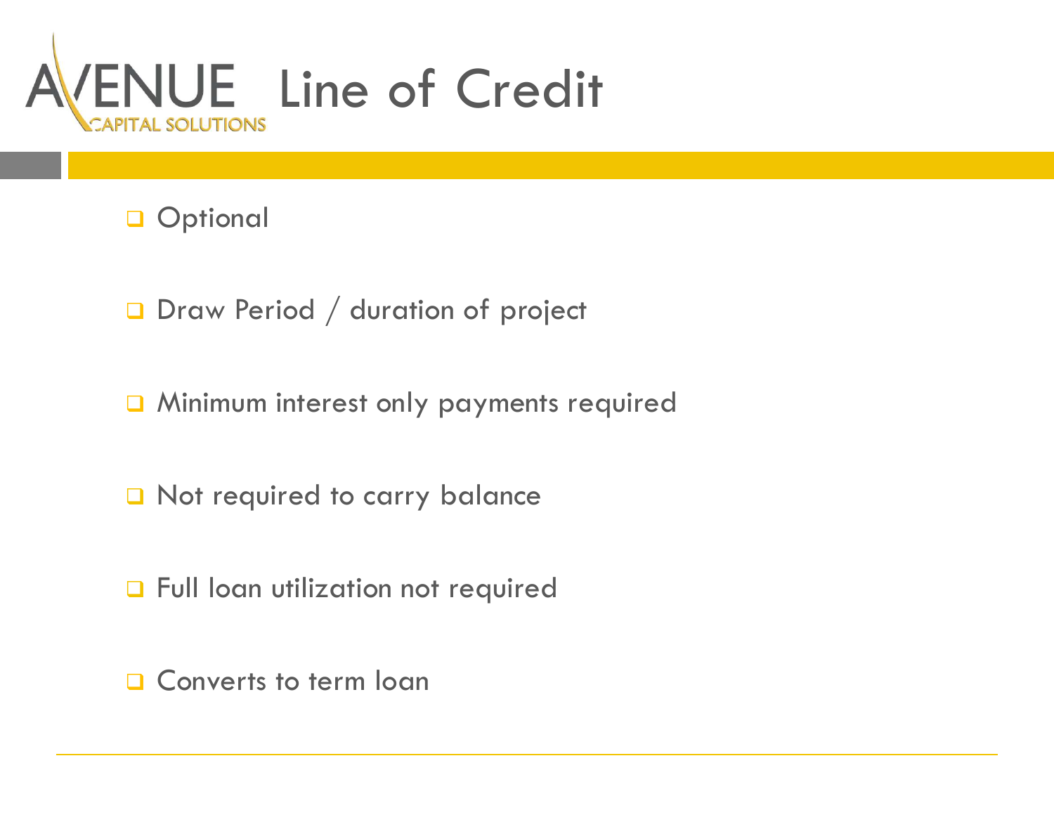# AVENUE CAPITAL SOLUTIONS Line of Credit

- Optional
- Draw Period / duration of project
- Minimum interest only payments required
- Not required to carry balance
- Full loan utilization not required
- Converts to term loan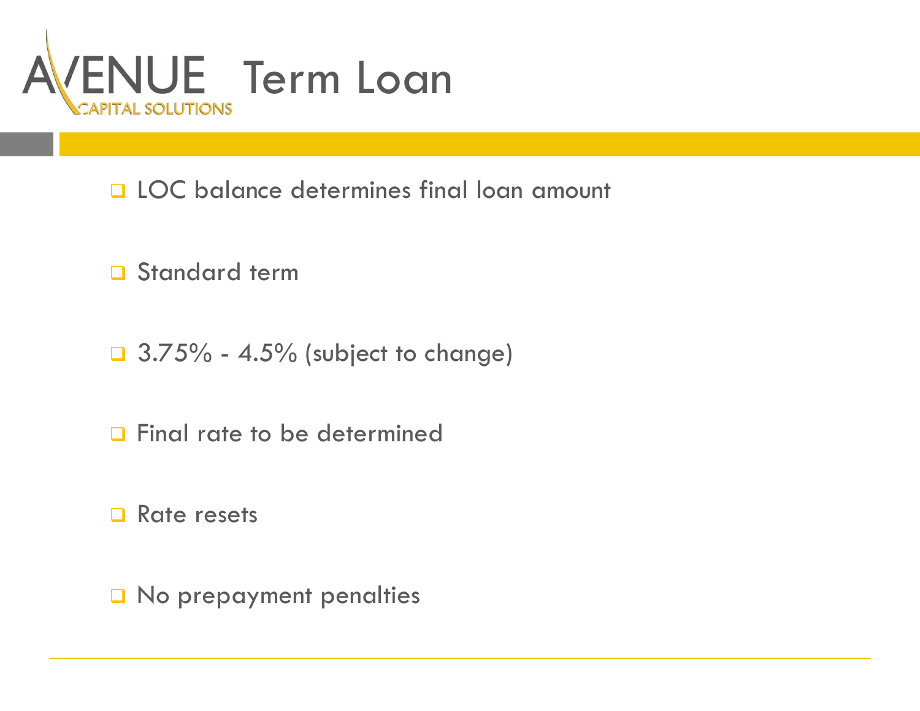# Term Loan

- LOC balance determines final loan amount
- Standard term
- 3.75% - 4.5% (subject to change)
- Final rate to be determined
- Rate resets
- No prepayment penalties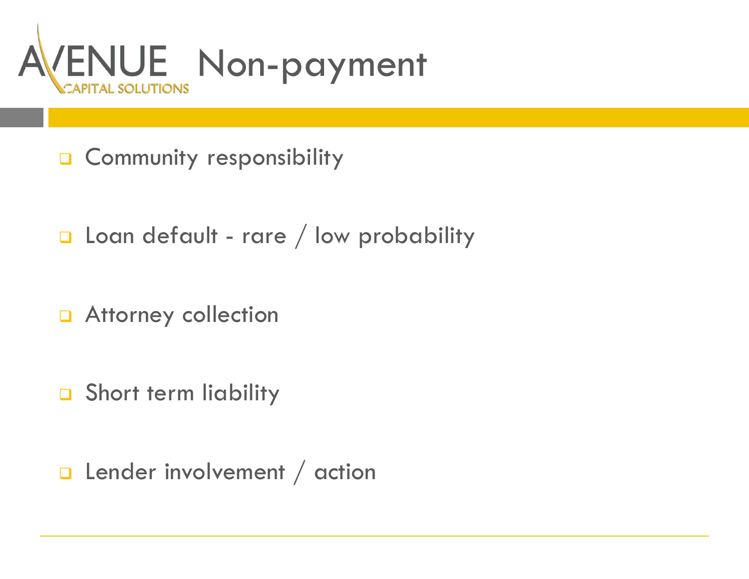# Non-payment

- Community responsibility
- Loan default - rare / low probability
- Attorney collection
- Short term liability
- Lender involvement / action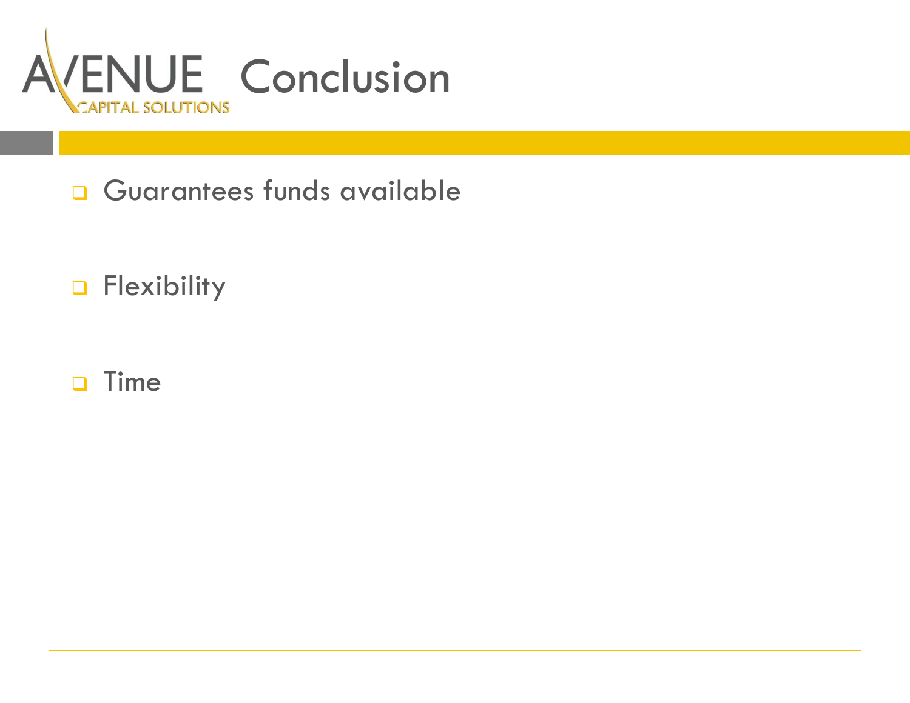# Conclusion

- Guarantees funds available
- Flexibility
- Time